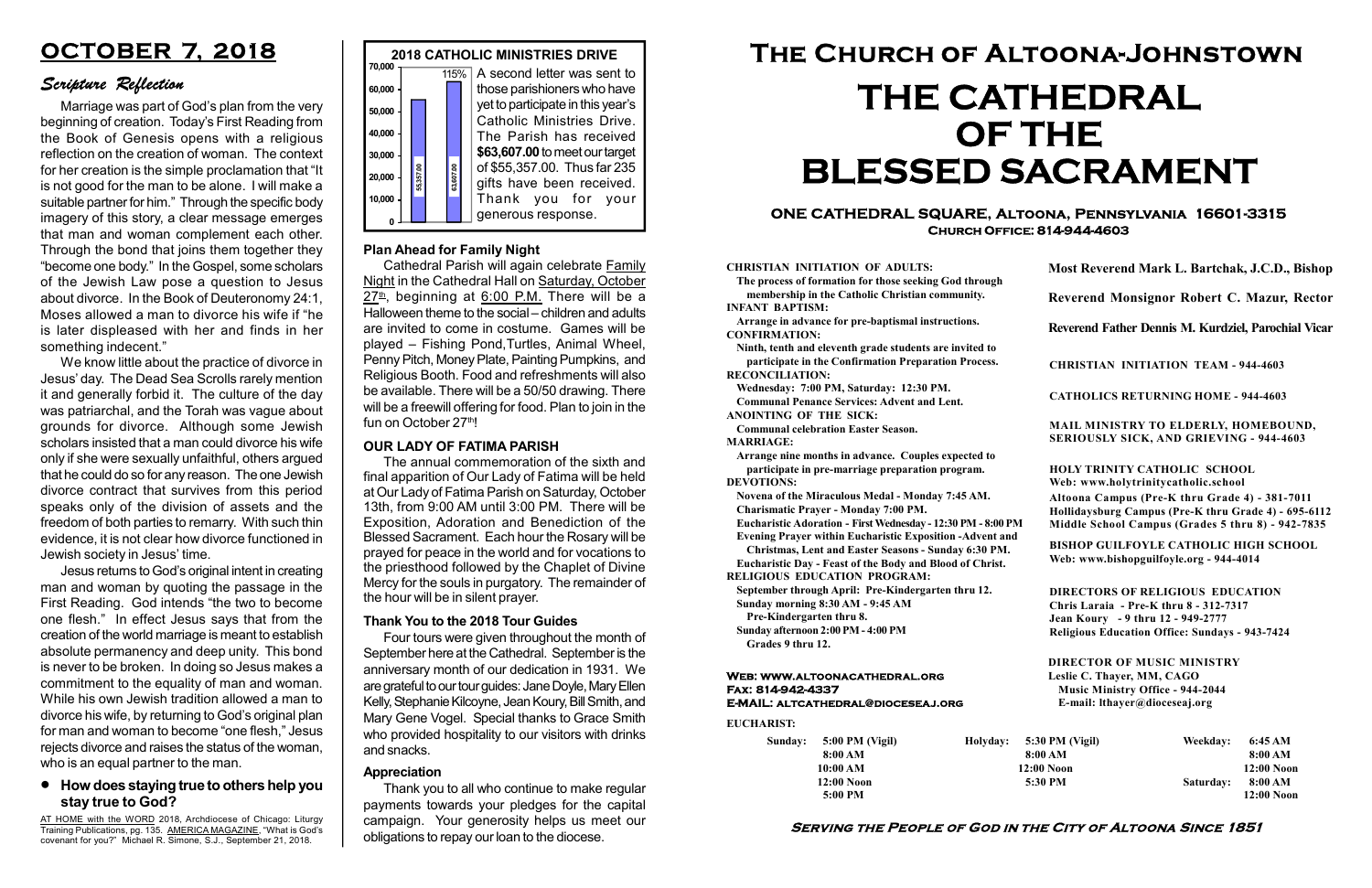# OCTOBER 7, 2018

## *Scripture Reflection*

Marriage was part of God's plan from the very beginning of creation. Today's First Reading from the Book of Genesis opens with a religious reflection on the creation of woman. The context for her creation is the simple proclamation that "It is not good for the man to be alone. I will make a suitable partner for him." Through the specific body imagery of this story, a clear message emerges that man and woman complement each other. Through the bond that joins them together they "become one body." In the Gospel, some scholars of the Jewish Law pose a question to Jesus about divorce. In the Book of Deuteronomy 24:1, Moses allowed a man to divorce his wife if "he is later displeased with her and finds in her something indecent."

We know little about the practice of divorce in Jesus' day. The Dead Sea Scrolls rarely mention it and generally forbid it. The culture of the day was patriarchal, and the Torah was vague about grounds for divorce. Although some Jewish scholars insisted that a man could divorce his wife only if she were sexually unfaithful, others argued that he could do so for any reason. The one Jewish divorce contract that survives from this period speaks only of the division of assets and the freedom of both parties to remarry. With such thin evidence, it is not clear how divorce functioned in Jewish society in Jesus' time.

Jesus returns to God's original intent in creating man and woman by quoting the passage in the First Reading. God intends "the two to become one flesh." In effect Jesus says that from the creation of the world marriage is meant to establish absolute permanency and deep unity. This bond is never to be broken. In doing so Jesus makes a commitment to the equality of man and woman. While his own Jewish tradition allowed a man to divorce his wife, by returning to God's original plan for man and woman to become "one flesh," Jesus rejects divorce and raises the status of the woman, who is an equal partner to the man.

- **How does staying true to others help you stay true to God?**

AT HOME with the WORD 2018, Archdiocese of Chicago: Liturgy Training Publications, pg. 135. AMERICA MAGAZINE, "What is God's covenant for you?" Michael R. Simone, S.J., September 21, 2018.

### 2018 CATHOLIC MINISTRIES DRIVE

(Bar chart: target 55357.00; received 63607.00; 115%)

A second letter was sent to those parishioners who have yet to participate in this year's Catholic Ministries Drive. The Parish has received **$63,607.00** to meet our target of $55,357.00. Thus far 235 gifts have been received. Thank you for your generous response.

### Plan Ahead for Family Night

Cathedral Parish will again celebrate Family Night in the Cathedral Hall on Saturday, October 27th, beginning at 6:00 P.M. There will be a Halloween theme to the social – children and adults are invited to come in costume. Games will be played – Fishing Pond, Turtles, Animal Wheel, Penny Pitch, Money Plate, Painting Pumpkins, and Religious Booth. Food and refreshments will also be available. There will be a 50/50 drawing. There will be a freewill offering for food. Plan to join in the fun on October 27th!

### OUR LADY OF FATIMA PARISH

The annual commemoration of the sixth and final apparition of Our Lady of Fatima will be held at Our Lady of Fatima Parish on Saturday, October 13th, from 9:00 AM until 3:00 PM. There will be Exposition, Adoration and Benediction of the Blessed Sacrament. Each hour the Rosary will be prayed for peace in the world and for vocations to the priesthood followed by the Chaplet of Divine Mercy for the souls in purgatory. The remainder of the hour will be in silent prayer.

### Thank You to the 2018 Tour Guides

Four tours were given throughout the month of September here at the Cathedral. September is the anniversary month of our dedication in 1931. We are grateful to our tour guides: Jane Doyle, Mary Ellen Kelly, Stephanie Kilcoyne, Jean Koury, Bill Smith, and Mary Gene Vogel. Special thanks to Grace Smith who provided hospitality to our visitors with drinks and snacks.

### Appreciation

Thank you to all who continue to make regular payments towards your pledges for the capital campaign. Your generosity helps us meet our obligations to repay our loan to the diocese.

# The Church of Altoona-Johnstown
# THE CATHEDRAL OF THE BLESSED SACRAMENT

**ONE CATHEDRAL SQUARE, Altoona, Pennsylvania 16601-3315**
**Church Office: 814-944-4603**

**CHRISTIAN INITIATION OF ADULTS:**
The process of formation for those seeking God through membership in the Catholic Christian community.
**INFANT BAPTISM:**
Arrange in advance for pre-baptismal instructions.
**CONFIRMATION:**
Ninth, tenth and eleventh grade students are invited to participate in the Confirmation Preparation Process.
**RECONCILIATION:**
Wednesday: 7:00 PM, Saturday: 12:30 PM.
Communal Penance Services: Advent and Lent.
**ANOINTING OF THE SICK:**
Communal celebration Easter Season.
**MARRIAGE:**
Arrange nine months in advance. Couples expected to participate in pre-marriage preparation program.
**DEVOTIONS:**
Novena of the Miraculous Medal - Monday 7:45 AM.
Charismatic Prayer - Monday 7:00 PM.
Eucharistic Adoration - First Wednesday - 12:30 PM - 8:00 PM
Evening Prayer within Eucharistic Exposition -Advent and Christmas, Lent and Easter Seasons - Sunday 6:30 PM.
Eucharistic Day - Feast of the Body and Blood of Christ.
**RELIGIOUS EDUCATION PROGRAM:**
September through April: Pre-Kindergarten thru 12.
Sunday morning 8:30 AM - 9:45 AM
Pre-Kindergarten thru 8.
Sunday afternoon 2:00 PM - 4:00 PM
Grades 9 thru 12.

**Web: www.altoonacathedral.org**
**Fax: 814-942-4337**
**E-MAIL: altcathedral@dioceseaj.org**

**Most Reverend Mark L. Bartchak, J.C.D., Bishop**

**Reverend Monsignor Robert C. Mazur, Rector**

**Reverend Father Dennis M. Kurdziel, Parochial Vicar**

CHRISTIAN INITIATION TEAM - 944-4603

CATHOLICS RETURNING HOME - 944-4603

MAIL MINISTRY TO ELDERLY, HOMEBOUND, SERIOUSLY SICK, AND GRIEVING - 944-4603

HOLY TRINITY CATHOLIC SCHOOL
Web: www.holytrinitycatholic.school
Altoona Campus (Pre-K thru Grade 4) - 381-7011
Hollidaysburg Campus (Pre-K thru Grade 4) - 695-6112
Middle School Campus (Grades 5 thru 8) - 942-7835

BISHOP GUILFOYLE CATHOLIC HIGH SCHOOL
Web: www.bishopguilfoyle.org - 944-4014

DIRECTORS OF RELIGIOUS EDUCATION
Chris Laraia - Pre-K thru 8 - 312-7317
Jean Koury - 9 thru 12 - 949-2777
Religious Education Office: Sundays - 943-7424

DIRECTOR OF MUSIC MINISTRY
Leslie C. Thayer, MM, CAGO
Music Ministry Office - 944-2044
E-mail: lthayer@dioceseaj.org

**EUCHARIST:**

| Sunday: | 5:00 PM (Vigil) | Holyday: | 5:30 PM (Vigil) | Weekday: | 6:45 AM |
|---|---|---|---|---|---|
| | 8:00 AM | | 8:00 AM | | 8:00 AM |
| | 10:00 AM | | 12:00 Noon | | 12:00 Noon |
| | 12:00 Noon | | 5:30 PM | Saturday: | 8:00 AM |
| | 5:00 PM | | | | 12:00 Noon |

***Serving the People of God in the City of Altoona Since 1851***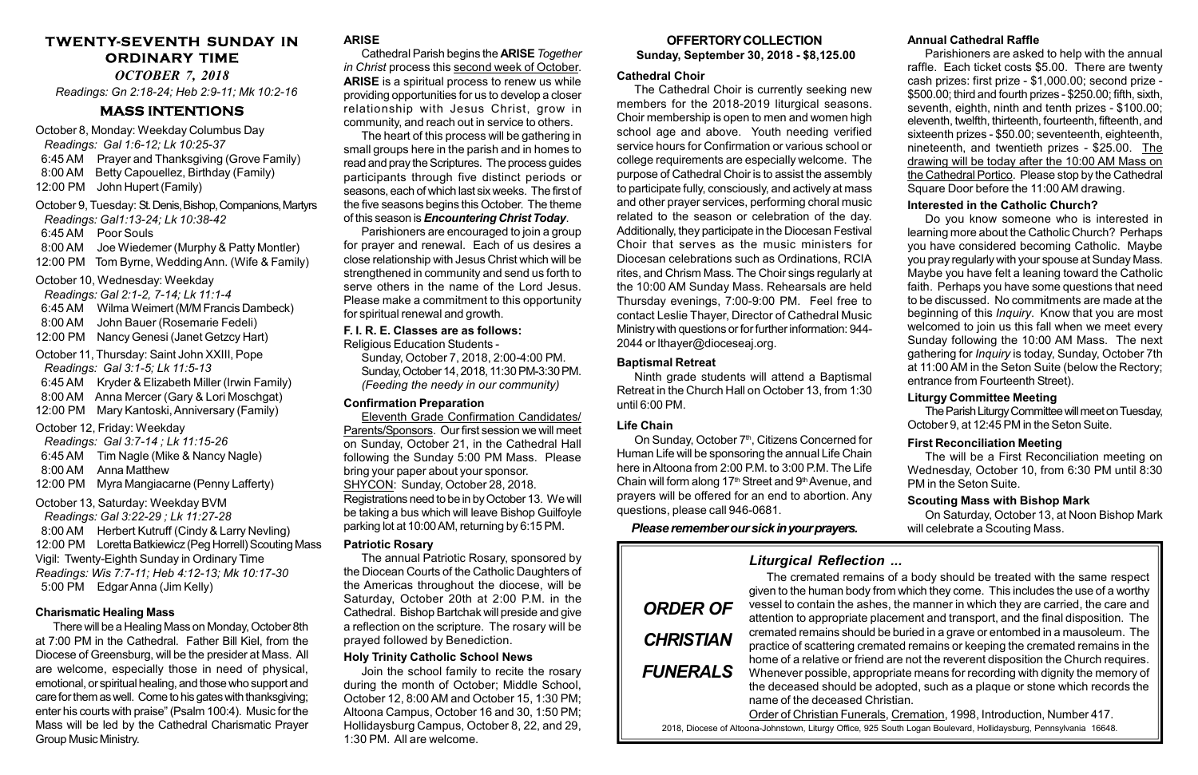# TWENTY-SEVENTH SUNDAY IN ORDINARY TIME

*OCTOBER 7, 2018*

*Readings: Gn 2:18-24; Heb 2:9-11; Mk 10:2-16*

## MASS INTENTIONS

October 8, Monday: Weekday Columbus Day
*Readings: Gal 1:6-12; Lk 10:25-37*
6:45 AM Prayer and Thanksgiving (Grove Family)
8:00 AM Betty Capouellez, Birthday (Family)
12:00 PM John Hupert (Family)

October 9, Tuesday: St. Denis, Bishop, Companions, Martyrs
*Readings: Gal1:13-24; Lk 10:38-42*
6:45 AM Poor Souls
8:00 AM Joe Wiedemer (Murphy & Patty Montler)
12:00 PM Tom Byrne, Wedding Ann. (Wife & Family)

October 10, Wednesday: Weekday
*Readings: Gal 2:1-2, 7-14; Lk 11:1-4*
6:45 AM Wilma Weimert (M/M Francis Dambeck)
8:00 AM John Bauer (Rosemarie Fedeli)
12:00 PM Nancy Genesi (Janet Getzcy Hart)

October 11, Thursday: Saint John XXIII, Pope
*Readings: Gal 3:1-5; Lk 11:5-13*
6:45 AM Kryder & Elizabeth Miller (Irwin Family)
8:00 AM Anna Mercer (Gary & Lori Moschgat)
12:00 PM Mary Kantoski, Anniversary (Family)

October 12, Friday: Weekday
*Readings: Gal 3:7-14 ; Lk 11:15-26*
6:45 AM Tim Nagle (Mike & Nancy Nagle)
8:00 AM Anna Matthew
12:00 PM Myra Mangiacarne (Penny Lafferty)

October 13, Saturday: Weekday BVM
*Readings: Gal 3:22-29 ; Lk 11:27-28*
8:00 AM Herbert Kutruff (Cindy & Larry Nevling)
12:00 PM Loretta Batkiewicz (Peg Horrell) Scouting Mass
Vigil: Twenty-Eighth Sunday in Ordinary Time
*Readings: Wis 7:7-11; Heb 4:12-13; Mk 10:17-30*
5:00 PM Edgar Anna (Jim Kelly)

### Charismatic Healing Mass

There will be a Healing Mass on Monday, October 8th at 7:00 PM in the Cathedral. Father Bill Kiel, from the Diocese of Greensburg, will be the presider at Mass. All are welcome, especially those in need of physical, emotional, or spiritual healing, and those who support and care for them as well. Come to his gates with thanksgiving; enter his courts with praise" (Psalm 100:4). Music for the Mass will be led by the Cathedral Charismatic Prayer Group Music Ministry.

### ARISE

Cathedral Parish begins the **ARISE** *Together in Christ* process this second week of October. **ARISE** is a spiritual process to renew us while providing opportunities for us to develop a closer relationship with Jesus Christ, grow in community, and reach out in service to others.

The heart of this process will be gathering in small groups here in the parish and in homes to read and pray the Scriptures. The process guides participants through five distinct periods or seasons, each of which last six weeks. The first of the five seasons begins this October. The theme of this season is ***Encountering Christ Today***.

Parishioners are encouraged to join a group for prayer and renewal. Each of us desires a close relationship with Jesus Christ which will be strengthened in community and send us forth to serve others in the name of the Lord Jesus. Please make a commitment to this opportunity for spiritual renewal and growth.

### F. I. R. E. Classes are as follows:

Religious Education Students -
Sunday, October 7, 2018, 2:00-4:00 PM.
Sunday, October 14, 2018, 11:30 PM-3:30 PM. *(Feeding the needy in our community)*

### Confirmation Preparation

Eleventh Grade Confirmation Candidates/ Parents/Sponsors. Our first session we will meet on Sunday, October 21, in the Cathedral Hall following the Sunday 5:00 PM Mass. Please bring your paper about your sponsor.
SHYCON: Sunday, October 28, 2018. Registrations need to be in by October 13. We will be taking a bus which will leave Bishop Guilfoyle parking lot at 10:00 AM, returning by 6:15 PM.

### Patriotic Rosary

The annual Patriotic Rosary, sponsored by the Diocesan Courts of the Catholic Daughters of the Americas throughout the diocese, will be Saturday, October 20th at 2:00 P.M. in the Cathedral. Bishop Bartchak will preside and give a reflection on the scripture. The rosary will be prayed followed by Benediction.

### Holy Trinity Catholic School News

Join the school family to recite the rosary during the month of October; Middle School, October 12, 8:00 AM and October 15, 1:30 PM; Altoona Campus, October 16 and 30, 1:50 PM; Hollidaysburg Campus, October 8, 22, and 29, 1:30 PM. All are welcome.

### OFFERTORY COLLECTION
**Sunday, September 30, 2018 - $8,125.00**

### Cathedral Choir

The Cathedral Choir is currently seeking new members for the 2018-2019 liturgical seasons. Choir membership is open to men and women high school age and above. Youth needing verified service hours for Confirmation or various school or college requirements are especially welcome. The purpose of Cathedral Choir is to assist the assembly to participate fully, consciously, and actively at mass and other prayer services, performing choral music related to the season or celebration of the day. Additionally, they participate in the Diocesan Festival Choir that serves as the music ministers for Diocesan celebrations such as Ordinations, RCIA rites, and Chrism Mass. The Choir sings regularly at the 10:00 AM Sunday Mass. Rehearsals are held Thursday evenings, 7:00-9:00 PM. Feel free to contact Leslie Thayer, Director of Cathedral Music Ministry with questions or for further information: 944-2044 or lthayer@dioceseaj.org.

### Baptismal Retreat

Ninth grade students will attend a Baptismal Retreat in the Church Hall on October 13, from 1:30 until 6:00 PM.

### Life Chain

On Sunday, October 7th, Citizens Concerned for Human Life will be sponsoring the annual Life Chain here in Altoona from 2:00 P.M. to 3:00 P.M. The Life Chain will form along 17th Street and 9th Avenue, and prayers will be offered for an end to abortion. Any questions, please call 946-0681.

***Please remember our sick in your prayers.***

### Annual Cathedral Raffle

Parishioners are asked to help with the annual raffle. Each ticket costs $5.00. There are twenty cash prizes: first prize - $1,000.00; second prize - $500.00; third and fourth prizes - $250.00; fifth, sixth, seventh, eighth, ninth and tenth prizes - $100.00; eleventh, twelfth, thirteenth, fourteenth, fifteenth, and sixteenth prizes - $50.00; seventeenth, eighteenth, nineteenth, and twentieth prizes - $25.00. The drawing will be today after the 10:00 AM Mass on the Cathedral Portico. Please stop by the Cathedral Square Door before the 11:00 AM drawing.

### Interested in the Catholic Church?

Do you know someone who is interested in learning more about the Catholic Church? Perhaps you have considered becoming Catholic. Maybe you pray regularly with your spouse at Sunday Mass. Maybe you have felt a leaning toward the Catholic faith. Perhaps you have some questions that need to be discussed. No commitments are made at the beginning of this *Inquiry*. Know that you are most welcomed to join us this fall when we meet every Sunday following the 10:00 AM Mass. The next gathering for *Inquiry* is today, Sunday, October 7th at 11:00 AM in the Seton Suite (below the Rectory; entrance from Fourteenth Street).

### Liturgy Committee Meeting

The Parish Liturgy Committee will meet on Tuesday, October 9, at 12:45 PM in the Seton Suite.

### First Reconciliation Meeting

The will be a First Reconciliation meeting on Wednesday, October 10, from 6:30 PM until 8:30 PM in the Seton Suite.

### Scouting Mass with Bishop Mark

On Saturday, October 13, at Noon Bishop Mark will celebrate a Scouting Mass.

### *Liturgical Reflection ...*

***ORDER OF CHRISTIAN FUNERALS***

The cremated remains of a body should be treated with the same respect given to the human body from which they come. This includes the use of a worthy vessel to contain the ashes, the manner in which they are carried, the care and attention to appropriate placement and transport, and the final disposition. The cremated remains should be buried in a grave or entombed in a mausoleum. The practice of scattering cremated remains or keeping the cremated remains in the home of a relative or friend are not the reverent disposition the Church requires. Whenever possible, appropriate means for recording with dignity the memory of the deceased should be adopted, such as a plaque or stone which records the name of the deceased Christian.

Order of Christian Funerals, Cremation, 1998, Introduction, Number 417.

2018, Diocese of Altoona-Johnstown, Liturgy Office, 925 South Logan Boulevard, Hollidaysburg, Pennsylvania 16648.